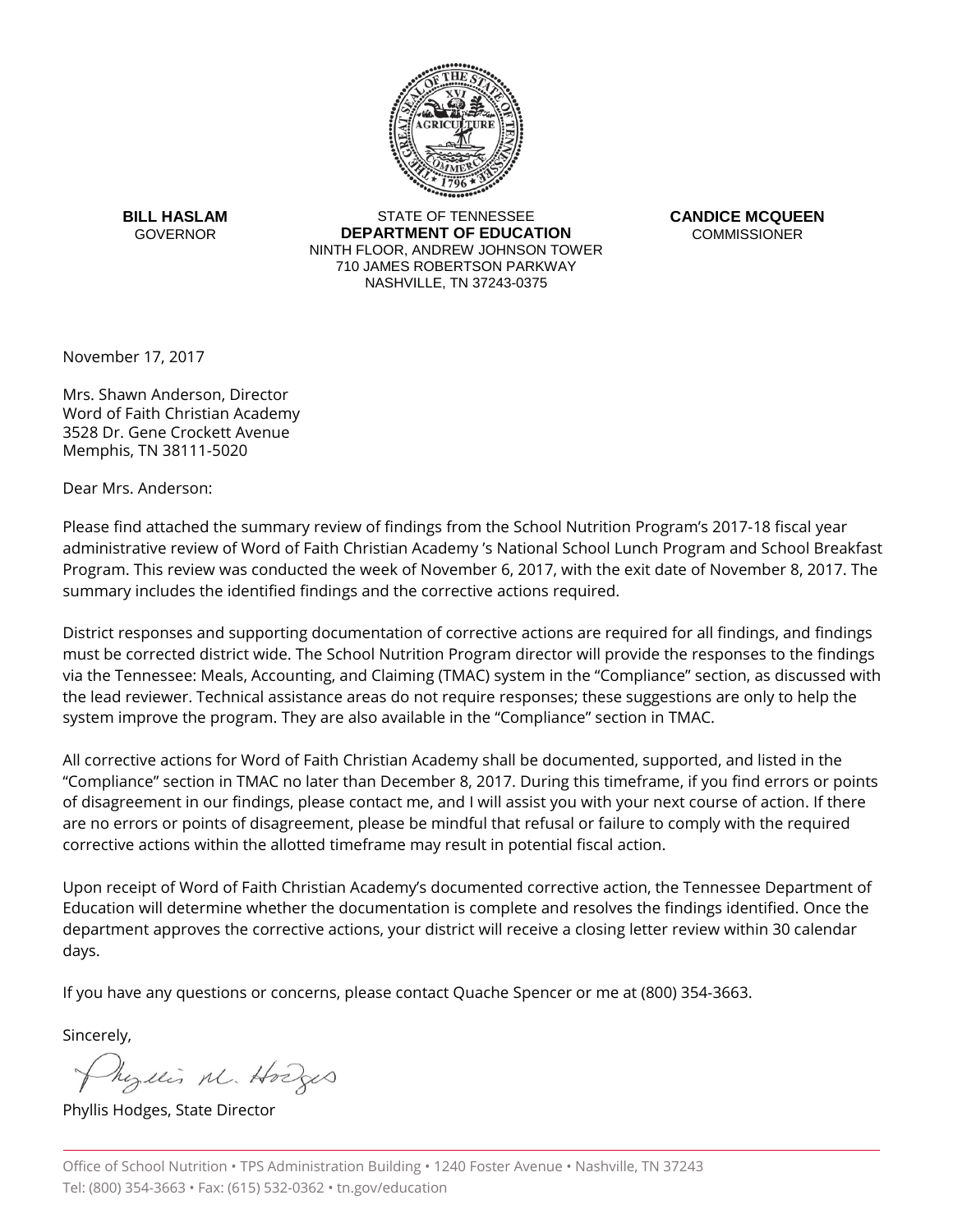**BILL HASLAM**
GOVERNOR

STATE OF TENNESSEE
**DEPARTMENT OF EDUCATION**
NINTH FLOOR, ANDREW JOHNSON TOWER
710 JAMES ROBERTSON PARKWAY
NASHVILLE, TN 37243-0375

**CANDICE MCQUEEN**
COMMISSIONER

November 17, 2017

Mrs. Shawn Anderson, Director
Word of Faith Christian Academy
3528 Dr. Gene Crockett Avenue
Memphis, TN 38111-5020

Dear Mrs. Anderson:

Please find attached the summary review of findings from the School Nutrition Program's 2017-18 fiscal year administrative review of Word of Faith Christian Academy 's National School Lunch Program and School Breakfast Program. This review was conducted the week of November 6, 2017, with the exit date of November 8, 2017. The summary includes the identified findings and the corrective actions required.

District responses and supporting documentation of corrective actions are required for all findings, and findings must be corrected district wide. The School Nutrition Program director will provide the responses to the findings via the Tennessee: Meals, Accounting, and Claiming (TMAC) system in the "Compliance" section, as discussed with the lead reviewer. Technical assistance areas do not require responses; these suggestions are only to help the system improve the program. They are also available in the "Compliance" section in TMAC.

All corrective actions for Word of Faith Christian Academy shall be documented, supported, and listed in the "Compliance" section in TMAC no later than December 8, 2017. During this timeframe, if you find errors or points of disagreement in our findings, please contact me, and I will assist you with your next course of action. If there are no errors or points of disagreement, please be mindful that refusal or failure to comply with the required corrective actions within the allotted timeframe may result in potential fiscal action.

Upon receipt of Word of Faith Christian Academy's documented corrective action, the Tennessee Department of Education will determine whether the documentation is complete and resolves the findings identified. Once the department approves the corrective actions, your district will receive a closing letter review within 30 calendar days.

If you have any questions or concerns, please contact Quache Spencer or me at (800) 354-3663.

Sincerely,

Phyllis M. Hodges

Phyllis Hodges, State Director

Office of School Nutrition • TPS Administration Building • 1240 Foster Avenue • Nashville, TN 37243
Tel: (800) 354-3663 • Fax: (615) 532-0362 • tn.gov/education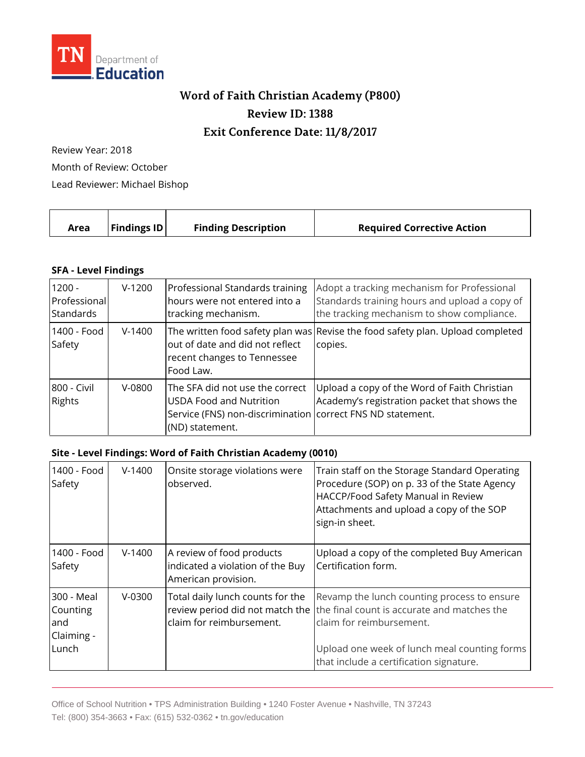# Word of Faith Christian Academy (P800)

## Review ID: 1388

## Exit Conference Date: 11/8/2017

Review Year: 2018

Month of Review: October

Lead Reviewer: Michael Bishop

| Area | Findings ID | Finding Description | Required Corrective Action |
|---|---|---|---|

### SFA - Level Findings

| | | | |
|---|---|---|---|
| 1200 - Professional Standards | V-1200 | Professional Standards training hours were not entered into a tracking mechanism. | Adopt a tracking mechanism for Professional Standards training hours and upload a copy of the tracking mechanism to show compliance. |
| 1400 - Food Safety | V-1400 | The written food safety plan was out of date and did not reflect recent changes to Tennessee Food Law. | Revise the food safety plan. Upload completed copies. |
| 800 - Civil Rights | V-0800 | The SFA did not use the correct USDA Food and Nutrition Service (FNS) non-discrimination (ND) statement. | Upload a copy of the Word of Faith Christian Academy's registration packet that shows the correct FNS ND statement. |

### Site - Level Findings: Word of Faith Christian Academy (0010)

| | | | |
|---|---|---|---|
| 1400 - Food Safety | V-1400 | Onsite storage violations were observed. | Train staff on the Storage Standard Operating Procedure (SOP) on p. 33 of the State Agency HACCP/Food Safety Manual in Review Attachments and upload a copy of the SOP sign-in sheet. |
| 1400 - Food Safety | V-1400 | A review of food products indicated a violation of the Buy American provision. | Upload a copy of the completed Buy American Certification form. |
| 300 - Meal Counting and Claiming - Lunch | V-0300 | Total daily lunch counts for the review period did not match the claim for reimbursement. | Revamp the lunch counting process to ensure the final count is accurate and matches the claim for reimbursement.<br><br>Upload one week of lunch meal counting forms that include a certification signature. |